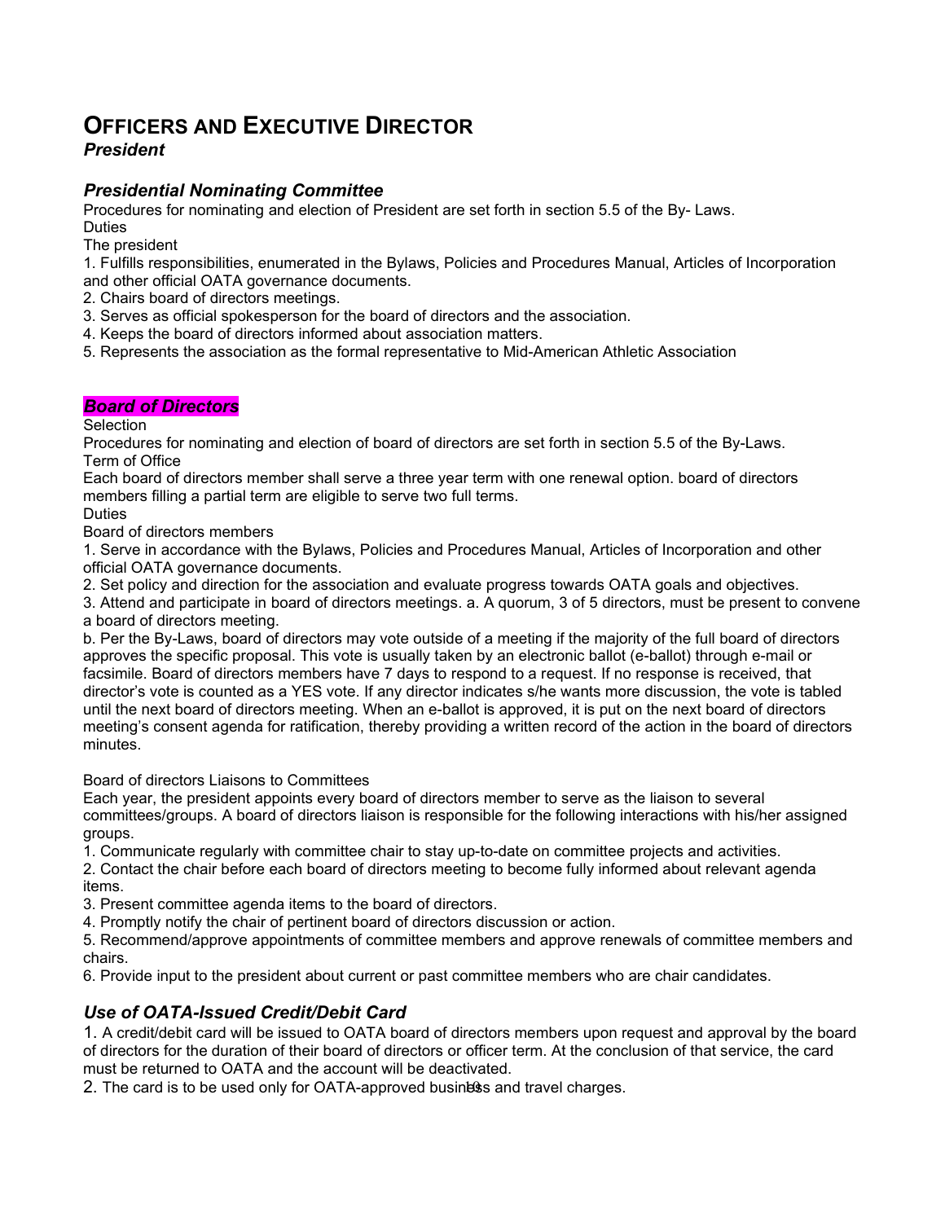# OFFICERS AND EXECUTIVE DIRECTOR

***President***

### *Presidential Nominating Committee*

Procedures for nominating and election of President are set forth in section 5.5 of the By- Laws.

Duties

The president

1. Fulfills responsibilities, enumerated in the Bylaws, Policies and Procedures Manual, Articles of Incorporation and other official OATA governance documents.
2. Chairs board of directors meetings.
3. Serves as official spokesperson for the board of directors and the association.
4. Keeps the board of directors informed about association matters.
5. Represents the association as the formal representative to Mid-American Athletic Association

### *Board of Directors*

Selection

Procedures for nominating and election of board of directors are set forth in section 5.5 of the By-Laws.

Term of Office

Each board of directors member shall serve a three year term with one renewal option. board of directors members filling a partial term are eligible to serve two full terms.

Duties

Board of directors members

1. Serve in accordance with the Bylaws, Policies and Procedures Manual, Articles of Incorporation and other official OATA governance documents.
2. Set policy and direction for the association and evaluate progress towards OATA goals and objectives.
3. Attend and participate in board of directors meetings. a. A quorum, 3 of 5 directors, must be present to convene a board of directors meeting.

b. Per the By-Laws, board of directors may vote outside of a meeting if the majority of the full board of directors approves the specific proposal. This vote is usually taken by an electronic ballot (e-ballot) through e-mail or facsimile. Board of directors members have 7 days to respond to a request. If no response is received, that director's vote is counted as a YES vote. If any director indicates s/he wants more discussion, the vote is tabled until the next board of directors meeting. When an e-ballot is approved, it is put on the next board of directors meeting's consent agenda for ratification, thereby providing a written record of the action in the board of directors minutes.

Board of directors Liaisons to Committees

Each year, the president appoints every board of directors member to serve as the liaison to several committees/groups. A board of directors liaison is responsible for the following interactions with his/her assigned groups.

1. Communicate regularly with committee chair to stay up-to-date on committee projects and activities.
2. Contact the chair before each board of directors meeting to become fully informed about relevant agenda items.
3. Present committee agenda items to the board of directors.
4. Promptly notify the chair of pertinent board of directors discussion or action.
5. Recommend/approve appointments of committee members and approve renewals of committee members and chairs.
6. Provide input to the president about current or past committee members who are chair candidates.

### *Use of OATA-Issued Credit/Debit Card*

1. A credit/debit card will be issued to OATA board of directors members upon request and approval by the board of directors for the duration of their board of directors or officer term. At the conclusion of that service, the card must be returned to OATA and the account will be deactivated.
2. The card is to be used only for OATA-approved business and travel charges.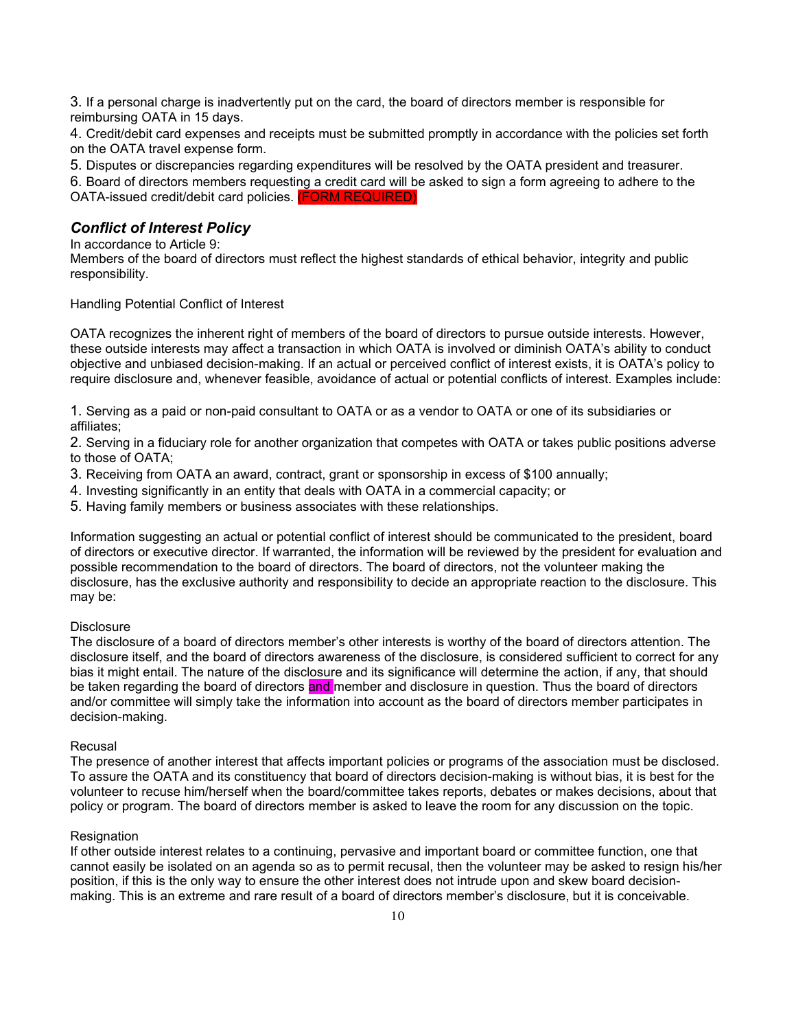3. If a personal charge is inadvertently put on the card, the board of directors member is responsible for reimbursing OATA in 15 days.
4. Credit/debit card expenses and receipts must be submitted promptly in accordance with the policies set forth on the OATA travel expense form.
5. Disputes or discrepancies regarding expenditures will be resolved by the OATA president and treasurer.
6. Board of directors members requesting a credit card will be asked to sign a form agreeing to adhere to the OATA-issued credit/debit card policies. (FORM REQUIRED)

### *Conflict of Interest Policy*

In accordance to Article 9:
Members of the board of directors must reflect the highest standards of ethical behavior, integrity and public responsibility.

Handling Potential Conflict of Interest

OATA recognizes the inherent right of members of the board of directors to pursue outside interests. However, these outside interests may affect a transaction in which OATA is involved or diminish OATA's ability to conduct objective and unbiased decision-making. If an actual or perceived conflict of interest exists, it is OATA's policy to require disclosure and, whenever feasible, avoidance of actual or potential conflicts of interest. Examples include:

1. Serving as a paid or non-paid consultant to OATA or as a vendor to OATA or one of its subsidiaries or affiliates;
2. Serving in a fiduciary role for another organization that competes with OATA or takes public positions adverse to those of OATA;
3. Receiving from OATA an award, contract, grant or sponsorship in excess of $100 annually;
4. Investing significantly in an entity that deals with OATA in a commercial capacity; or
5. Having family members or business associates with these relationships.

Information suggesting an actual or potential conflict of interest should be communicated to the president, board of directors or executive director. If warranted, the information will be reviewed by the president for evaluation and possible recommendation to the board of directors. The board of directors, not the volunteer making the disclosure, has the exclusive authority and responsibility to decide an appropriate reaction to the disclosure. This may be:

Disclosure
The disclosure of a board of directors member's other interests is worthy of the board of directors attention. The disclosure itself, and the board of directors awareness of the disclosure, is considered sufficient to correct for any bias it might entail. The nature of the disclosure and its significance will determine the action, if any, that should be taken regarding the board of directors and member and disclosure in question. Thus the board of directors and/or committee will simply take the information into account as the board of directors member participates in decision-making.

Recusal
The presence of another interest that affects important policies or programs of the association must be disclosed. To assure the OATA and its constituency that board of directors decision-making is without bias, it is best for the volunteer to recuse him/herself when the board/committee takes reports, debates or makes decisions, about that policy or program. The board of directors member is asked to leave the room for any discussion on the topic.

Resignation
If other outside interest relates to a continuing, pervasive and important board or committee function, one that cannot easily be isolated on an agenda so as to permit recusal, then the volunteer may be asked to resign his/her position, if this is the only way to ensure the other interest does not intrude upon and skew board decision-making. This is an extreme and rare result of a board of directors member's disclosure, but it is conceivable.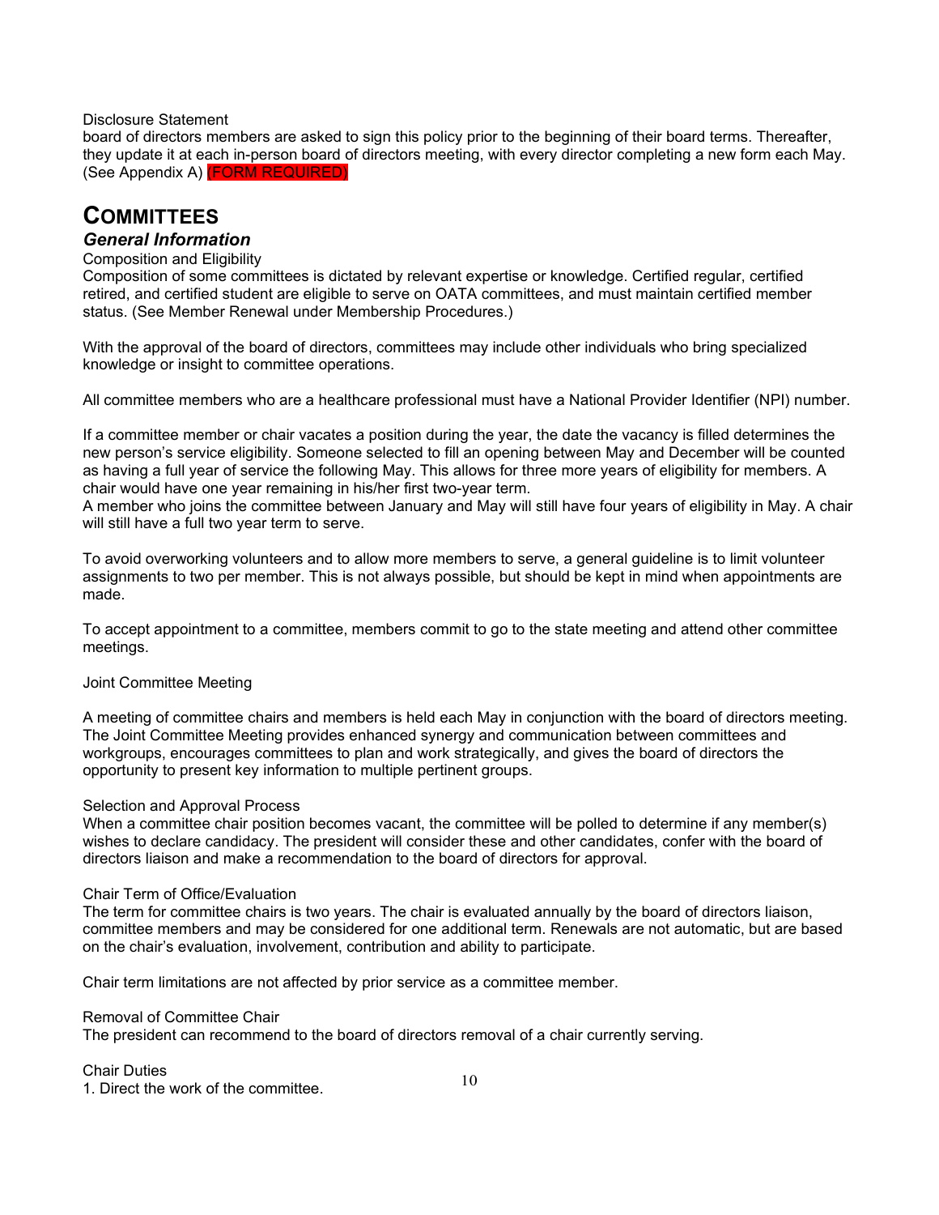Disclosure Statement

board of directors members are asked to sign this policy prior to the beginning of their board terms. Thereafter, they update it at each in-person board of directors meeting, with every director completing a new form each May. (See Appendix A) (FORM REQUIRED)

# COMMITTEES

### *General Information*

Composition and Eligibility

Composition of some committees is dictated by relevant expertise or knowledge. Certified regular, certified retired, and certified student are eligible to serve on OATA committees, and must maintain certified member status. (See Member Renewal under Membership Procedures.)

With the approval of the board of directors, committees may include other individuals who bring specialized knowledge or insight to committee operations.

All committee members who are a healthcare professional must have a National Provider Identifier (NPI) number.

If a committee member or chair vacates a position during the year, the date the vacancy is filled determines the new person's service eligibility. Someone selected to fill an opening between May and December will be counted as having a full year of service the following May. This allows for three more years of eligibility for members. A chair would have one year remaining in his/her first two-year term.

A member who joins the committee between January and May will still have four years of eligibility in May. A chair will still have a full two year term to serve.

To avoid overworking volunteers and to allow more members to serve, a general guideline is to limit volunteer assignments to two per member. This is not always possible, but should be kept in mind when appointments are made.

To accept appointment to a committee, members commit to go to the state meeting and attend other committee meetings.

Joint Committee Meeting

A meeting of committee chairs and members is held each May in conjunction with the board of directors meeting. The Joint Committee Meeting provides enhanced synergy and communication between committees and workgroups, encourages committees to plan and work strategically, and gives the board of directors the opportunity to present key information to multiple pertinent groups.

Selection and Approval Process

When a committee chair position becomes vacant, the committee will be polled to determine if any member(s) wishes to declare candidacy. The president will consider these and other candidates, confer with the board of directors liaison and make a recommendation to the board of directors for approval.

Chair Term of Office/Evaluation

The term for committee chairs is two years. The chair is evaluated annually by the board of directors liaison, committee members and may be considered for one additional term. Renewals are not automatic, but are based on the chair's evaluation, involvement, contribution and ability to participate.

Chair term limitations are not affected by prior service as a committee member.

Removal of Committee Chair

The president can recommend to the board of directors removal of a chair currently serving.

Chair Duties

1. Direct the work of the committee.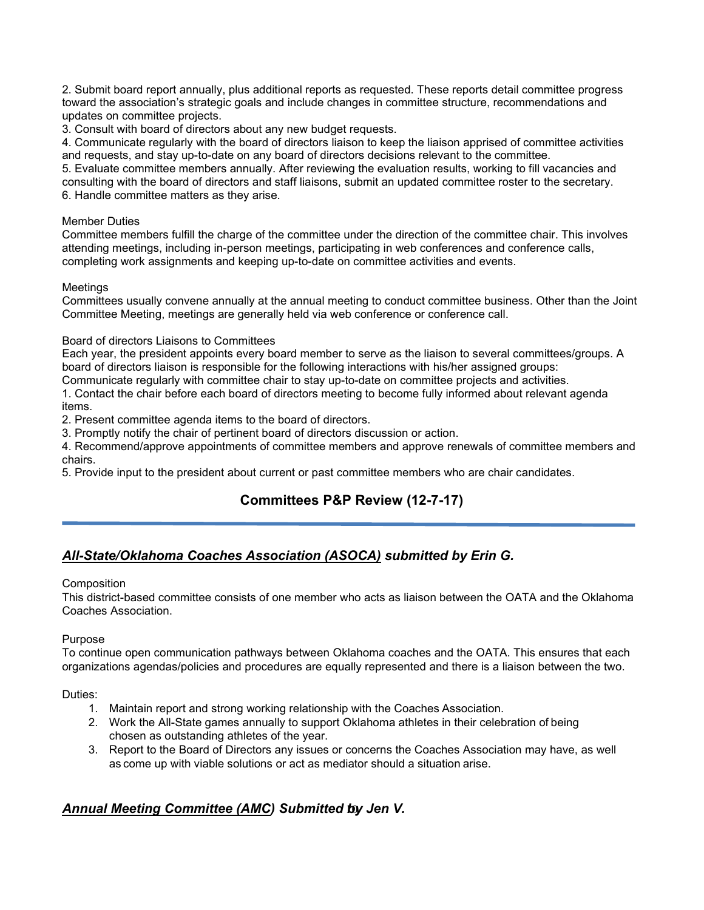2. Submit board report annually, plus additional reports as requested. These reports detail committee progress toward the association's strategic goals and include changes in committee structure, recommendations and updates on committee projects.
3. Consult with board of directors about any new budget requests.
4. Communicate regularly with the board of directors liaison to keep the liaison apprised of committee activities and requests, and stay up-to-date on any board of directors decisions relevant to the committee.
5. Evaluate committee members annually. After reviewing the evaluation results, working to fill vacancies and consulting with the board of directors and staff liaisons, submit an updated committee roster to the secretary.
6. Handle committee matters as they arise.

Member Duties
Committee members fulfill the charge of the committee under the direction of the committee chair. This involves attending meetings, including in-person meetings, participating in web conferences and conference calls, completing work assignments and keeping up-to-date on committee activities and events.

Meetings
Committees usually convene annually at the annual meeting to conduct committee business. Other than the Joint Committee Meeting, meetings are generally held via web conference or conference call.

Board of directors Liaisons to Committees
Each year, the president appoints every board member to serve as the liaison to several committees/groups. A board of directors liaison is responsible for the following interactions with his/her assigned groups:
Communicate regularly with committee chair to stay up-to-date on committee projects and activities.
1. Contact the chair before each board of directors meeting to become fully informed about relevant agenda items.
2. Present committee agenda items to the board of directors.
3. Promptly notify the chair of pertinent board of directors discussion or action.
4. Recommend/approve appointments of committee members and approve renewals of committee members and chairs.
5. Provide input to the president about current or past committee members who are chair candidates.

## Committees P&P Review (12-7-17)

---

### ***All-State/Oklahoma Coaches Association (ASOCA) submitted by Erin G.***

Composition
This district-based committee consists of one member who acts as liaison between the OATA and the Oklahoma Coaches Association.

Purpose
To continue open communication pathways between Oklahoma coaches and the OATA. This ensures that each organizations agendas/policies and procedures are equally represented and there is a liaison between the two.

Duties:

1. Maintain report and strong working relationship with the Coaches Association.
2. Work the All-State games annually to support Oklahoma athletes in their celebration of being chosen as outstanding athletes of the year.
3. Report to the Board of Directors any issues or concerns the Coaches Association may have, as well as come up with viable solutions or act as mediator should a situation arise.

### ***Annual Meeting Committee (AMC) Submitted by Jen V.***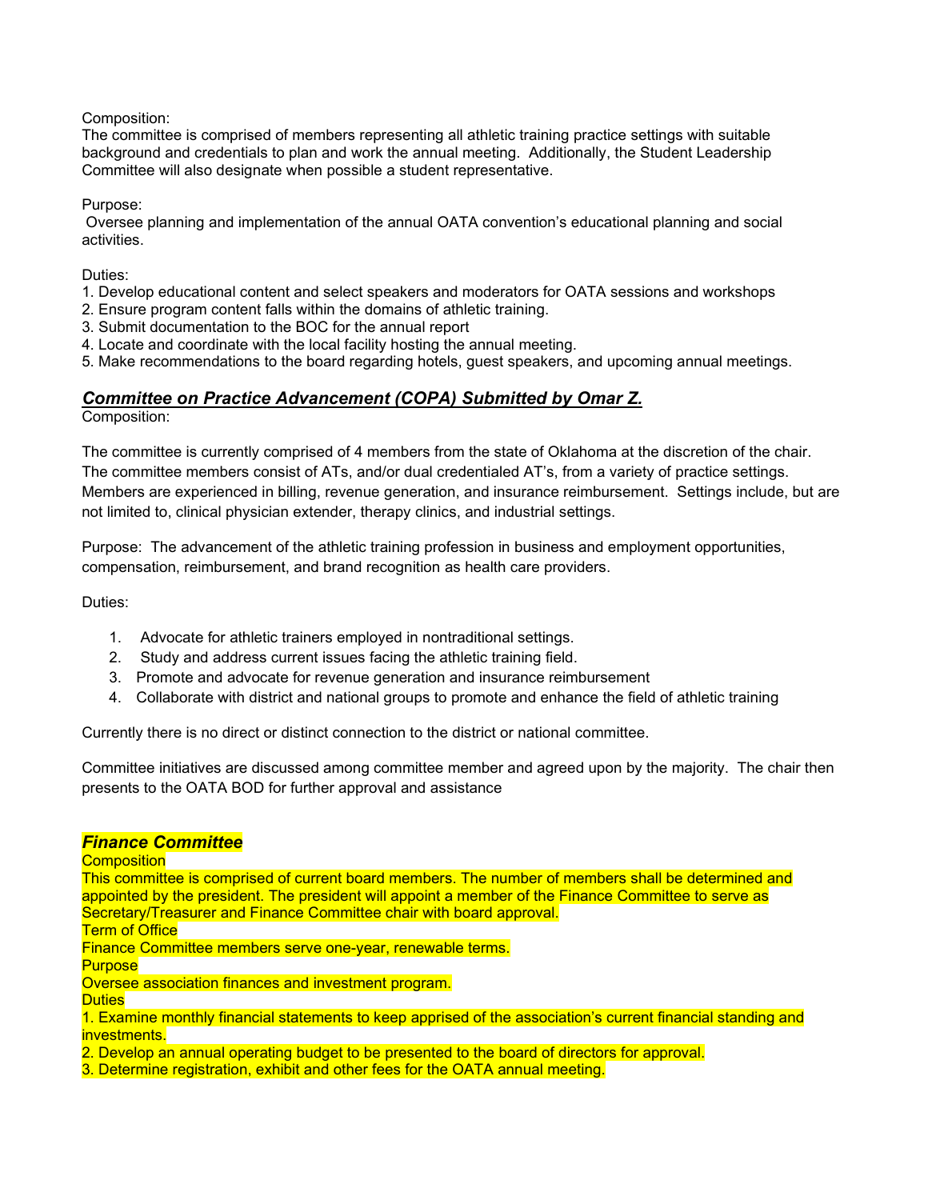Composition:
The committee is comprised of members representing all athletic training practice settings with suitable background and credentials to plan and work the annual meeting. Additionally, the Student Leadership Committee will also designate when possible a student representative.

Purpose:
Oversee planning and implementation of the annual OATA convention's educational planning and social activities.

Duties:
1. Develop educational content and select speakers and moderators for OATA sessions and workshops
2. Ensure program content falls within the domains of athletic training.
3. Submit documentation to the BOC for the annual report
4. Locate and coordinate with the local facility hosting the annual meeting.
5. Make recommendations to the board regarding hotels, guest speakers, and upcoming annual meetings.

### ***Committee on Practice Advancement (COPA) Submitted by Omar Z.***

Composition:

The committee is currently comprised of 4 members from the state of Oklahoma at the discretion of the chair. The committee members consist of ATs, and/or dual credentialed AT's, from a variety of practice settings. Members are experienced in billing, revenue generation, and insurance reimbursement. Settings include, but are not limited to, clinical physician extender, therapy clinics, and industrial settings.

Purpose: The advancement of the athletic training profession in business and employment opportunities, compensation, reimbursement, and brand recognition as health care providers.

Duties:

1. Advocate for athletic trainers employed in nontraditional settings.
2. Study and address current issues facing the athletic training field.
3. Promote and advocate for revenue generation and insurance reimbursement
4. Collaborate with district and national groups to promote and enhance the field of athletic training

Currently there is no direct or distinct connection to the district or national committee.

Committee initiatives are discussed among committee member and agreed upon by the majority. The chair then presents to the OATA BOD for further approval and assistance

### ***Finance Committee***

Composition
This committee is comprised of current board members. The number of members shall be determined and appointed by the president. The president will appoint a member of the Finance Committee to serve as Secretary/Treasurer and Finance Committee chair with board approval.
Term of Office
Finance Committee members serve one-year, renewable terms.
Purpose
Oversee association finances and investment program.
Duties
1. Examine monthly financial statements to keep apprised of the association's current financial standing and investments.
2. Develop an annual operating budget to be presented to the board of directors for approval.
3. Determine registration, exhibit and other fees for the OATA annual meeting.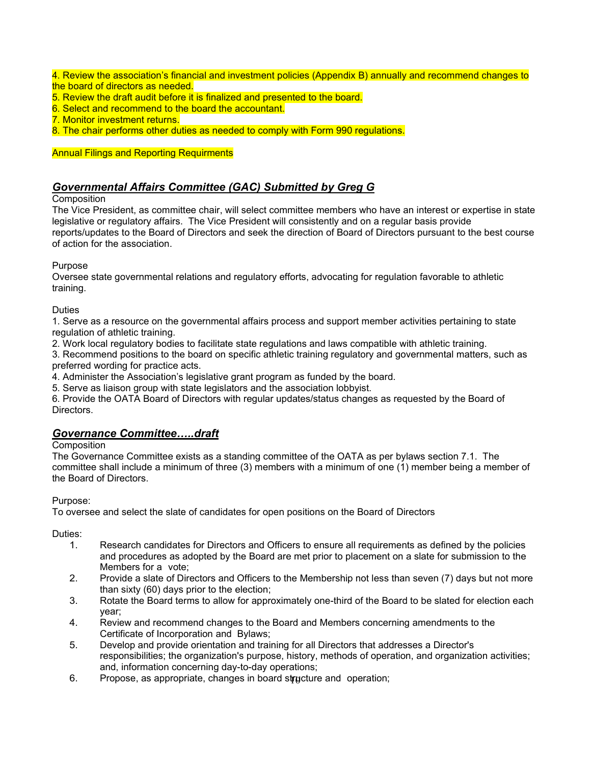4. Review the association's financial and investment policies (Appendix B) annually and recommend changes to the board of directors as needed.
5. Review the draft audit before it is finalized and presented to the board.
6. Select and recommend to the board the accountant.
7. Monitor investment returns.
8. The chair performs other duties as needed to comply with Form 990 regulations.

Annual Filings and Reporting Requirments

## ***Governmental Affairs Committee (GAC) Submitted by Greg G***

Composition
The Vice President, as committee chair, will select committee members who have an interest or expertise in state legislative or regulatory affairs. The Vice President will consistently and on a regular basis provide reports/updates to the Board of Directors and seek the direction of Board of Directors pursuant to the best course of action for the association.

Purpose
Oversee state governmental relations and regulatory efforts, advocating for regulation favorable to athletic training.

Duties
1. Serve as a resource on the governmental affairs process and support member activities pertaining to state regulation of athletic training.
2. Work local regulatory bodies to facilitate state regulations and laws compatible with athletic training.
3. Recommend positions to the board on specific athletic training regulatory and governmental matters, such as preferred wording for practice acts.
4. Administer the Association's legislative grant program as funded by the board.
5. Serve as liaison group with state legislators and the association lobbyist.
6. Provide the OATA Board of Directors with regular updates/status changes as requested by the Board of Directors.

## ***Governance Committee…..draft***

Composition
The Governance Committee exists as a standing committee of the OATA as per bylaws section 7.1. The committee shall include a minimum of three (3) members with a minimum of one (1) member being a member of the Board of Directors.

Purpose:
To oversee and select the slate of candidates for open positions on the Board of Directors

Duties:

1. Research candidates for Directors and Officers to ensure all requirements as defined by the policies and procedures as adopted by the Board are met prior to placement on a slate for submission to the Members for a vote;
2. Provide a slate of Directors and Officers to the Membership not less than seven (7) days but not more than sixty (60) days prior to the election;
3. Rotate the Board terms to allow for approximately one-third of the Board to be slated for election each year;
4. Review and recommend changes to the Board and Members concerning amendments to the Certificate of Incorporation and Bylaws;
5. Develop and provide orientation and training for all Directors that addresses a Director's responsibilities; the organization's purpose, history, methods of operation, and organization activities; and, information concerning day-to-day operations;
6. Propose, as appropriate, changes in board structure and operation;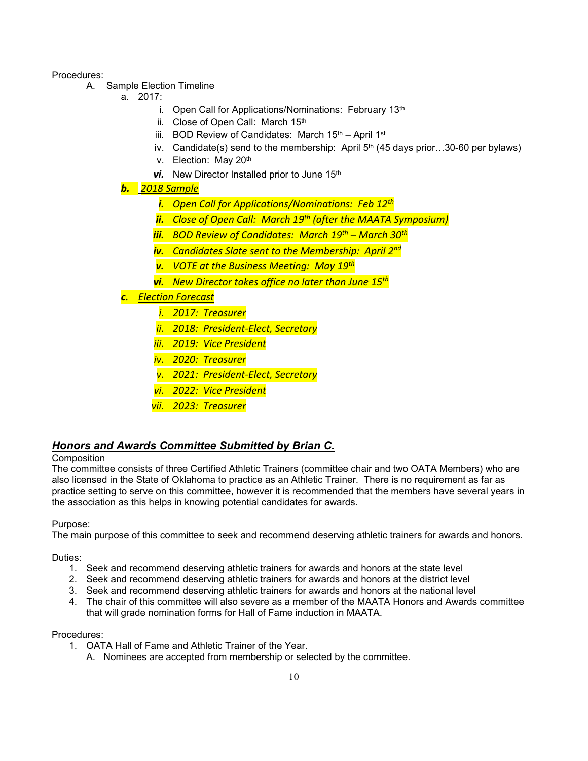Procedures:

A. Sample Election Timeline

a. 2017:

i. Open Call for Applications/Nominations: February 13th

ii. Close of Open Call: March 15th

iii. BOD Review of Candidates: March 15th – April 1st

iv. Candidate(s) send to the membership: April 5th (45 days prior…30-60 per bylaws)

v. Election: May 20th

***vi.*** New Director Installed prior to June 15th

***b.*** ***2018 Sample***

***i.*** *Open Call for Applications/Nominations: Feb 12th*

***ii.*** *Close of Open Call: March 19th (after the MAATA Symposium)*

***iii.*** *BOD Review of Candidates: March 19th – March 30th*

***iv.*** *Candidates Slate sent to the Membership: April 2nd*

***v.*** *VOTE at the Business Meeting: May 19th*

***vi.*** *New Director takes office no later than June 15th*

***c.*** ***Election Forecast***

*i. 2017: Treasurer*

*ii. 2018: President-Elect, Secretary*

*iii. 2019: Vice President*

*iv. 2020: Treasurer*

*v. 2021: President-Elect, Secretary*

*vi. 2022: Vice President*

*vii. 2023: Treasurer*

## ***Honors and Awards Committee Submitted by Brian C.***

Composition

The committee consists of three Certified Athletic Trainers (committee chair and two OATA Members) who are also licensed in the State of Oklahoma to practice as an Athletic Trainer. There is no requirement as far as practice setting to serve on this committee, however it is recommended that the members have several years in the association as this helps in knowing potential candidates for awards.

Purpose:

The main purpose of this committee to seek and recommend deserving athletic trainers for awards and honors.

Duties:

1. Seek and recommend deserving athletic trainers for awards and honors at the state level
2. Seek and recommend deserving athletic trainers for awards and honors at the district level
3. Seek and recommend deserving athletic trainers for awards and honors at the national level
4. The chair of this committee will also severe as a member of the MAATA Honors and Awards committee that will grade nomination forms for Hall of Fame induction in MAATA.

Procedures:

1. OATA Hall of Fame and Athletic Trainer of the Year.
   A. Nominees are accepted from membership or selected by the committee.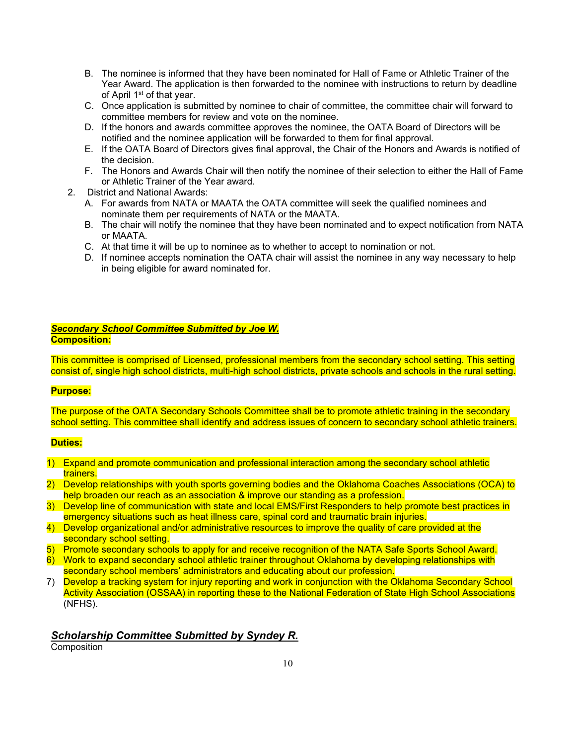B. The nominee is informed that they have been nominated for Hall of Fame or Athletic Trainer of the Year Award. The application is then forwarded to the nominee with instructions to return by deadline of April 1st of that year.
C. Once application is submitted by nominee to chair of committee, the committee chair will forward to committee members for review and vote on the nominee.
D. If the honors and awards committee approves the nominee, the OATA Board of Directors will be notified and the nominee application will be forwarded to them for final approval.
E. If the OATA Board of Directors gives final approval, the Chair of the Honors and Awards is notified of the decision.
F. The Honors and Awards Chair will then notify the nominee of their selection to either the Hall of Fame or Athletic Trainer of the Year award.

2. District and National Awards:
   A. For awards from NATA or MAATA the OATA committee will seek the qualified nominees and nominate them per requirements of NATA or the MAATA.
   B. The chair will notify the nominee that they have been nominated and to expect notification from NATA or MAATA.
   C. At that time it will be up to nominee as to whether to accept to nomination or not.
   D. If nominee accepts nomination the OATA chair will assist the nominee in any way necessary to help in being eligible for award nominated for.

***Secondary School Committee Submitted by Joe W.***

**Composition:**

This committee is comprised of Licensed, professional members from the secondary school setting. This setting consist of, single high school districts, multi-high school districts, private schools and schools in the rural setting.

**Purpose:**

The purpose of the OATA Secondary Schools Committee shall be to promote athletic training in the secondary school setting. This committee shall identify and address issues of concern to secondary school athletic trainers.

**Duties:**

1) Expand and promote communication and professional interaction among the secondary school athletic trainers.
2) Develop relationships with youth sports governing bodies and the Oklahoma Coaches Associations (OCA) to help broaden our reach as an association & improve our standing as a profession.
3) Develop line of communication with state and local EMS/First Responders to help promote best practices in emergency situations such as heat illness care, spinal cord and traumatic brain injuries.
4) Develop organizational and/or administrative resources to improve the quality of care provided at the secondary school setting.
5) Promote secondary schools to apply for and receive recognition of the NATA Safe Sports School Award.
6) Work to expand secondary school athletic trainer throughout Oklahoma by developing relationships with secondary school members' administrators and educating about our profession.
7) Develop a tracking system for injury reporting and work in conjunction with the Oklahoma Secondary School Activity Association (OSSAA) in reporting these to the National Federation of State High School Associations (NFHS).

***Scholarship Committee Submitted by Syndey R.***

Composition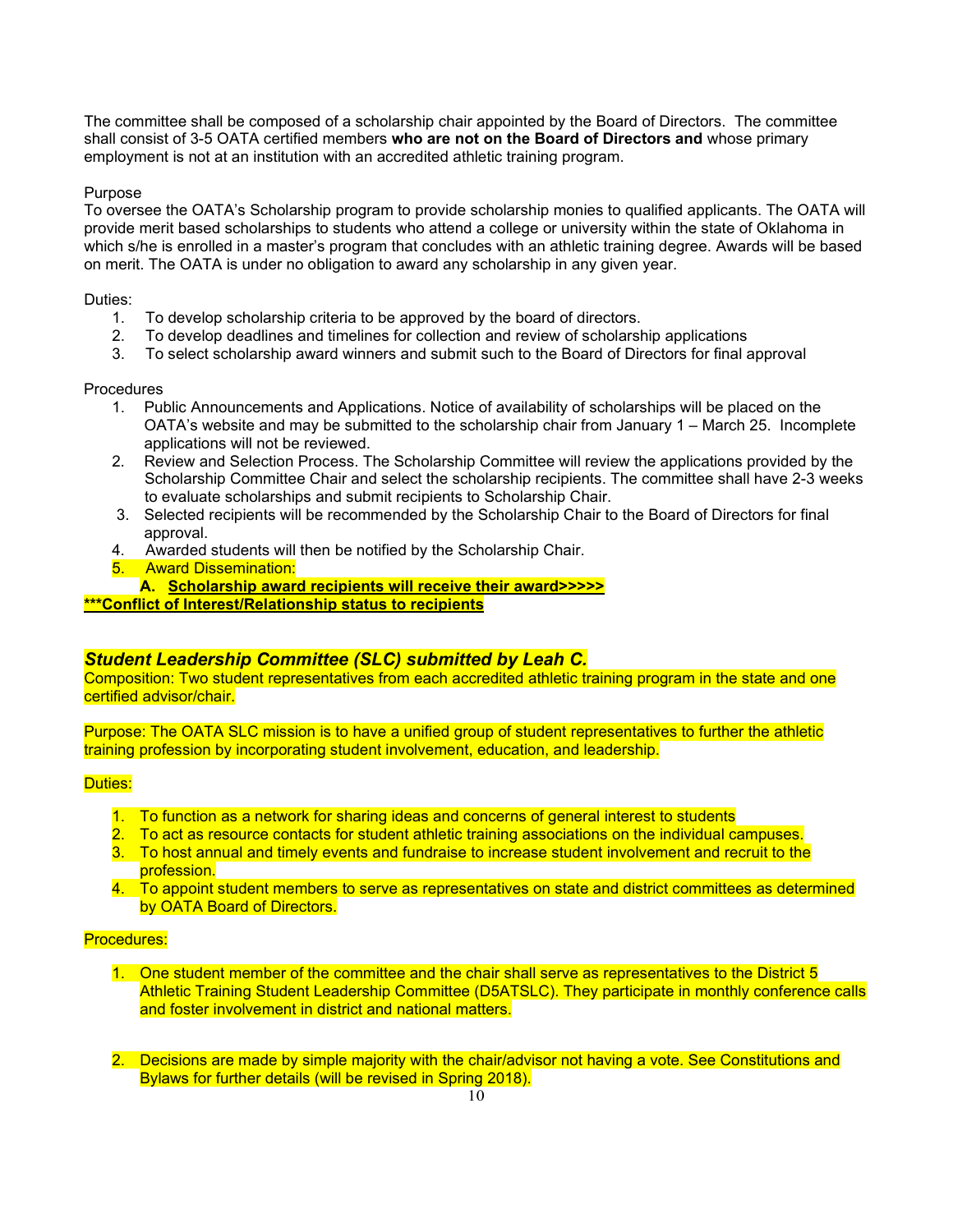The committee shall be composed of a scholarship chair appointed by the Board of Directors. The committee shall consist of 3-5 OATA certified members **who are not on the Board of Directors and** whose primary employment is not at an institution with an accredited athletic training program.

Purpose

To oversee the OATA's Scholarship program to provide scholarship monies to qualified applicants. The OATA will provide merit based scholarships to students who attend a college or university within the state of Oklahoma in which s/he is enrolled in a master's program that concludes with an athletic training degree. Awards will be based on merit. The OATA is under no obligation to award any scholarship in any given year.

Duties:

1. To develop scholarship criteria to be approved by the board of directors.
2. To develop deadlines and timelines for collection and review of scholarship applications
3. To select scholarship award winners and submit such to the Board of Directors for final approval

Procedures

1. Public Announcements and Applications. Notice of availability of scholarships will be placed on the OATA's website and may be submitted to the scholarship chair from January 1 – March 25. Incomplete applications will not be reviewed.
2. Review and Selection Process. The Scholarship Committee will review the applications provided by the Scholarship Committee Chair and select the scholarship recipients. The committee shall have 2-3 weeks to evaluate scholarships and submit recipients to Scholarship Chair.
3. Selected recipients will be recommended by the Scholarship Chair to the Board of Directors for final approval.
4. Awarded students will then be notified by the Scholarship Chair.
5. Award Dissemination:
   A. **Scholarship award recipients will receive their award>>>>>**

**\*\*\*Conflict of Interest/Relationship status to recipients**

## ***Student Leadership Committee (SLC) submitted by Leah C.***

Composition: Two student representatives from each accredited athletic training program in the state and one certified advisor/chair.

Purpose: The OATA SLC mission is to have a unified group of student representatives to further the athletic training profession by incorporating student involvement, education, and leadership.

Duties:

1. To function as a network for sharing ideas and concerns of general interest to students
2. To act as resource contacts for student athletic training associations on the individual campuses.
3. To host annual and timely events and fundraise to increase student involvement and recruit to the profession.
4. To appoint student members to serve as representatives on state and district committees as determined by OATA Board of Directors.

Procedures:

1. One student member of the committee and the chair shall serve as representatives to the District 5 Athletic Training Student Leadership Committee (D5ATSLC). They participate in monthly conference calls and foster involvement in district and national matters.

2. Decisions are made by simple majority with the chair/advisor not having a vote. See Constitutions and Bylaws for further details (will be revised in Spring 2018).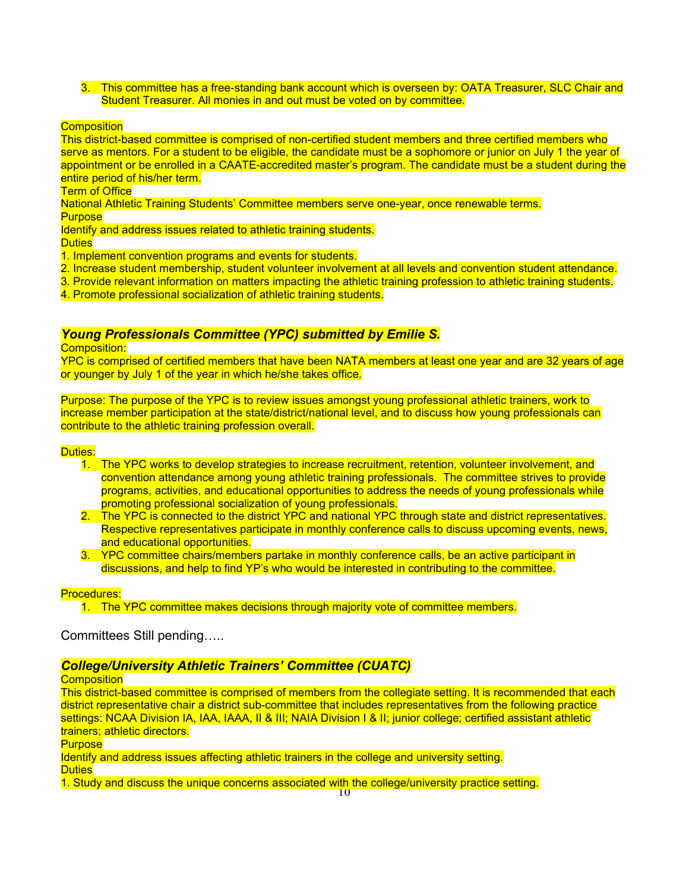3. This committee has a free-standing bank account which is overseen by: OATA Treasurer, SLC Chair and Student Treasurer. All monies in and out must be voted on by committee.

Composition
This district-based committee is comprised of non-certified student members and three certified members who serve as mentors. For a student to be eligible, the candidate must be a sophomore or junior on July 1 the year of appointment or be enrolled in a CAATE-accredited master's program. The candidate must be a student during the entire period of his/her term.
Term of Office
National Athletic Training Students' Committee members serve one-year, once renewable terms.
Purpose
Identify and address issues related to athletic training students.
Duties
1. Implement convention programs and events for students.
2. Increase student membership, student volunteer involvement at all levels and convention student attendance.
3. Provide relevant information on matters impacting the athletic training profession to athletic training students.
4. Promote professional socialization of athletic training students.

### *Young Professionals Committee (YPC) submitted by Emilie S.*

Composition:
YPC is comprised of certified members that have been NATA members at least one year and are 32 years of age or younger by July 1 of the year in which he/she takes office.

Purpose: The purpose of the YPC is to review issues amongst young professional athletic trainers, work to increase member participation at the state/district/national level, and to discuss how young professionals can contribute to the athletic training profession overall.

Duties:
1. The YPC works to develop strategies to increase recruitment, retention, volunteer involvement, and convention attendance among young athletic training professionals. The committee strives to provide programs, activities, and educational opportunities to address the needs of young professionals while promoting professional socialization of young professionals.
2. The YPC is connected to the district YPC and national YPC through state and district representatives. Respective representatives participate in monthly conference calls to discuss upcoming events, news, and educational opportunities.
3. YPC committee chairs/members partake in monthly conference calls, be an active participant in discussions, and help to find YP's who would be interested in contributing to the committee.

Procedures:
1. The YPC committee makes decisions through majority vote of committee members.

Committees Still pending…..

### *College/University Athletic Trainers' Committee (CUATC)*

Composition
This district-based committee is comprised of members from the collegiate setting. It is recommended that each district representative chair a district sub-committee that includes representatives from the following practice settings: NCAA Division IA, IAA, IAAA, II & III; NAIA Division I & II; junior college; certified assistant athletic trainers; athletic directors.
Purpose
Identify and address issues affecting athletic trainers in the college and university setting.
Duties
1. Study and discuss the unique concerns associated with the college/university practice setting.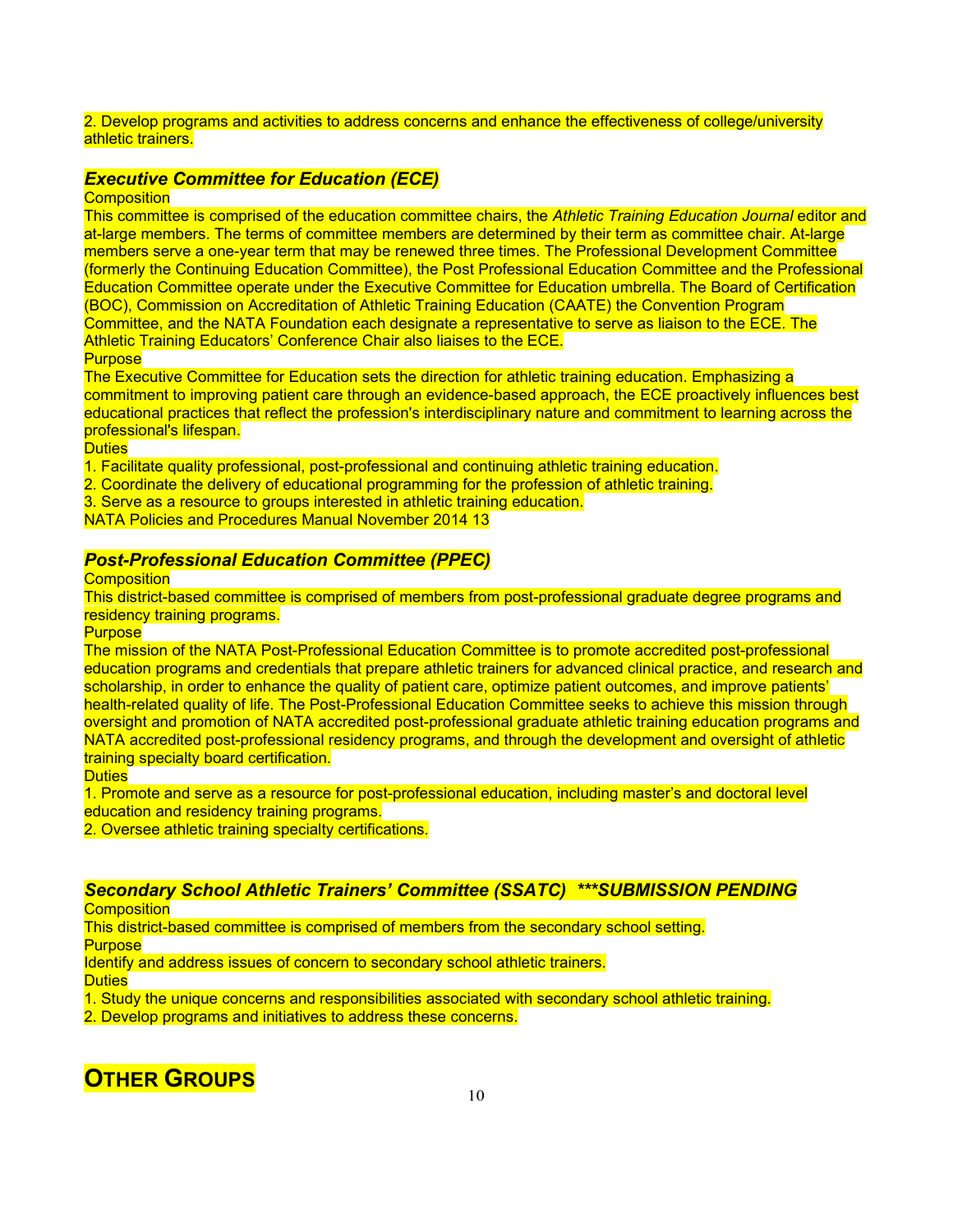2. Develop programs and activities to address concerns and enhance the effectiveness of college/university athletic trainers.

### *Executive Committee for Education (ECE)*

Composition

This committee is comprised of the education committee chairs, the *Athletic Training Education Journal* editor and at-large members. The terms of committee members are determined by their term as committee chair. At-large members serve a one-year term that may be renewed three times. The Professional Development Committee (formerly the Continuing Education Committee), the Post Professional Education Committee and the Professional Education Committee operate under the Executive Committee for Education umbrella. The Board of Certification (BOC), Commission on Accreditation of Athletic Training Education (CAATE) the Convention Program Committee, and the NATA Foundation each designate a representative to serve as liaison to the ECE. The Athletic Training Educators' Conference Chair also liaises to the ECE.

Purpose

The Executive Committee for Education sets the direction for athletic training education. Emphasizing a commitment to improving patient care through an evidence-based approach, the ECE proactively influences best educational practices that reflect the profession's interdisciplinary nature and commitment to learning across the professional's lifespan.

Duties

1. Facilitate quality professional, post-professional and continuing athletic training education.
2. Coordinate the delivery of educational programming for the profession of athletic training.
3. Serve as a resource to groups interested in athletic training education.

NATA Policies and Procedures Manual November 2014 13

### *Post-Professional Education Committee (PPEC)*

Composition

This district-based committee is comprised of members from post-professional graduate degree programs and residency training programs.

Purpose

The mission of the NATA Post-Professional Education Committee is to promote accredited post-professional education programs and credentials that prepare athletic trainers for advanced clinical practice, and research and scholarship, in order to enhance the quality of patient care, optimize patient outcomes, and improve patients' health-related quality of life. The Post-Professional Education Committee seeks to achieve this mission through oversight and promotion of NATA accredited post-professional graduate athletic training education programs and NATA accredited post-professional residency programs, and through the development and oversight of athletic training specialty board certification.

Duties

1. Promote and serve as a resource for post-professional education, including master's and doctoral level education and residency training programs.
2. Oversee athletic training specialty certifications.

### *Secondary School Athletic Trainers' Committee (SSATC) \*\*\*SUBMISSION PENDING*

Composition

This district-based committee is comprised of members from the secondary school setting.

Purpose

Identify and address issues of concern to secondary school athletic trainers.

Duties

1. Study the unique concerns and responsibilities associated with secondary school athletic training.
2. Develop programs and initiatives to address these concerns.

## OTHER GROUPS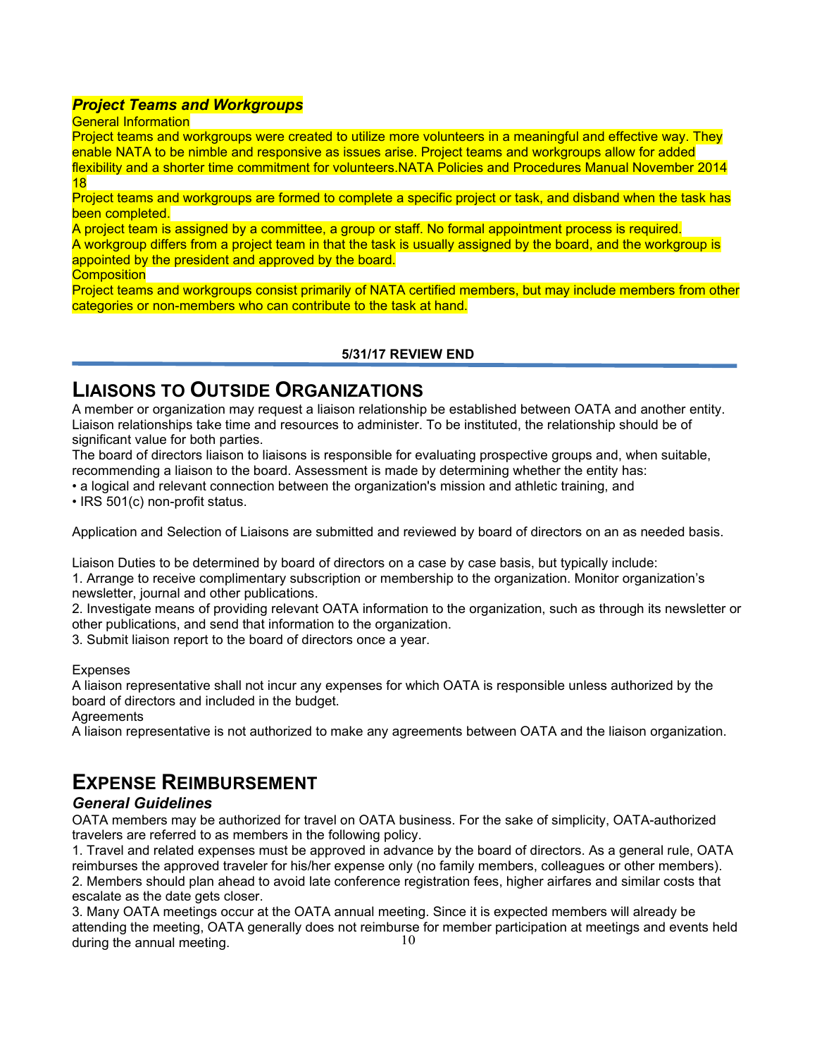### *Project Teams and Workgroups*

General Information

Project teams and workgroups were created to utilize more volunteers in a meaningful and effective way. They enable NATA to be nimble and responsive as issues arise. Project teams and workgroups allow for added flexibility and a shorter time commitment for volunteers.NATA Policies and Procedures Manual November 2014 18

Project teams and workgroups are formed to complete a specific project or task, and disband when the task has been completed.

A project team is assigned by a committee, a group or staff. No formal appointment process is required.

A workgroup differs from a project team in that the task is usually assigned by the board, and the workgroup is appointed by the president and approved by the board.

Composition

Project teams and workgroups consist primarily of NATA certified members, but may include members from other categories or non-members who can contribute to the task at hand.

**5/31/17 REVIEW END**

---

# LIAISONS TO OUTSIDE ORGANIZATIONS

A member or organization may request a liaison relationship be established between OATA and another entity. Liaison relationships take time and resources to administer. To be instituted, the relationship should be of significant value for both parties.

The board of directors liaison to liaisons is responsible for evaluating prospective groups and, when suitable, recommending a liaison to the board. Assessment is made by determining whether the entity has:

- a logical and relevant connection between the organization's mission and athletic training, and
- IRS 501(c) non-profit status.

Application and Selection of Liaisons are submitted and reviewed by board of directors on an as needed basis.

Liaison Duties to be determined by board of directors on a case by case basis, but typically include:

1. Arrange to receive complimentary subscription or membership to the organization. Monitor organization's newsletter, journal and other publications.
2. Investigate means of providing relevant OATA information to the organization, such as through its newsletter or other publications, and send that information to the organization.
3. Submit liaison report to the board of directors once a year.

Expenses

A liaison representative shall not incur any expenses for which OATA is responsible unless authorized by the board of directors and included in the budget.

Agreements

A liaison representative is not authorized to make any agreements between OATA and the liaison organization.

# EXPENSE REIMBURSEMENT

### *General Guidelines*

OATA members may be authorized for travel on OATA business. For the sake of simplicity, OATA-authorized travelers are referred to as members in the following policy.

1. Travel and related expenses must be approved in advance by the board of directors. As a general rule, OATA reimburses the approved traveler for his/her expense only (no family members, colleagues or other members).
2. Members should plan ahead to avoid late conference registration fees, higher airfares and similar costs that escalate as the date gets closer.
3. Many OATA meetings occur at the OATA annual meeting. Since it is expected members will already be attending the meeting, OATA generally does not reimburse for member participation at meetings and events held during the annual meeting.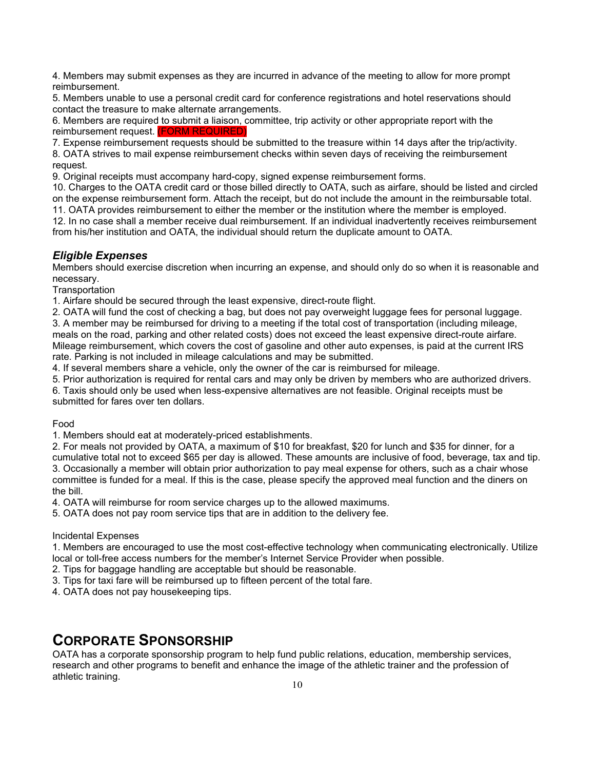4. Members may submit expenses as they are incurred in advance of the meeting to allow for more prompt reimbursement.

5. Members unable to use a personal credit card for conference registrations and hotel reservations should contact the treasure to make alternate arrangements.

6. Members are required to submit a liaison, committee, trip activity or other appropriate report with the reimbursement request. (FORM REQUIRED)

7. Expense reimbursement requests should be submitted to the treasure within 14 days after the trip/activity.

8. OATA strives to mail expense reimbursement checks within seven days of receiving the reimbursement request.

9. Original receipts must accompany hard-copy, signed expense reimbursement forms.

10. Charges to the OATA credit card or those billed directly to OATA, such as airfare, should be listed and circled on the expense reimbursement form. Attach the receipt, but do not include the amount in the reimbursable total.

11. OATA provides reimbursement to either the member or the institution where the member is employed.

12. In no case shall a member receive dual reimbursement. If an individual inadvertently receives reimbursement from his/her institution and OATA, the individual should return the duplicate amount to OATA.

### *Eligible Expenses*

Members should exercise discretion when incurring an expense, and should only do so when it is reasonable and necessary.

Transportation

1. Airfare should be secured through the least expensive, direct-route flight.
2. OATA will fund the cost of checking a bag, but does not pay overweight luggage fees for personal luggage.
3. A member may be reimbursed for driving to a meeting if the total cost of transportation (including mileage, meals on the road, parking and other related costs) does not exceed the least expensive direct-route airfare. Mileage reimbursement, which covers the cost of gasoline and other auto expenses, is paid at the current IRS rate. Parking is not included in mileage calculations and may be submitted.
4. If several members share a vehicle, only the owner of the car is reimbursed for mileage.
5. Prior authorization is required for rental cars and may only be driven by members who are authorized drivers.
6. Taxis should only be used when less-expensive alternatives are not feasible. Original receipts must be submitted for fares over ten dollars.

Food

1. Members should eat at moderately-priced establishments.
2. For meals not provided by OATA, a maximum of $10 for breakfast, $20 for lunch and $35 for dinner, for a cumulative total not to exceed $65 per day is allowed. These amounts are inclusive of food, beverage, tax and tip.
3. Occasionally a member will obtain prior authorization to pay meal expense for others, such as a chair whose committee is funded for a meal. If this is the case, please specify the approved meal function and the diners on the bill.
4. OATA will reimburse for room service charges up to the allowed maximums.
5. OATA does not pay room service tips that are in addition to the delivery fee.

Incidental Expenses

1. Members are encouraged to use the most cost-effective technology when communicating electronically. Utilize local or toll-free access numbers for the member's Internet Service Provider when possible.
2. Tips for baggage handling are acceptable but should be reasonable.
3. Tips for taxi fare will be reimbursed up to fifteen percent of the total fare.
4. OATA does not pay housekeeping tips.

## CORPORATE SPONSORSHIP

OATA has a corporate sponsorship program to help fund public relations, education, membership services, research and other programs to benefit and enhance the image of the athletic trainer and the profession of athletic training.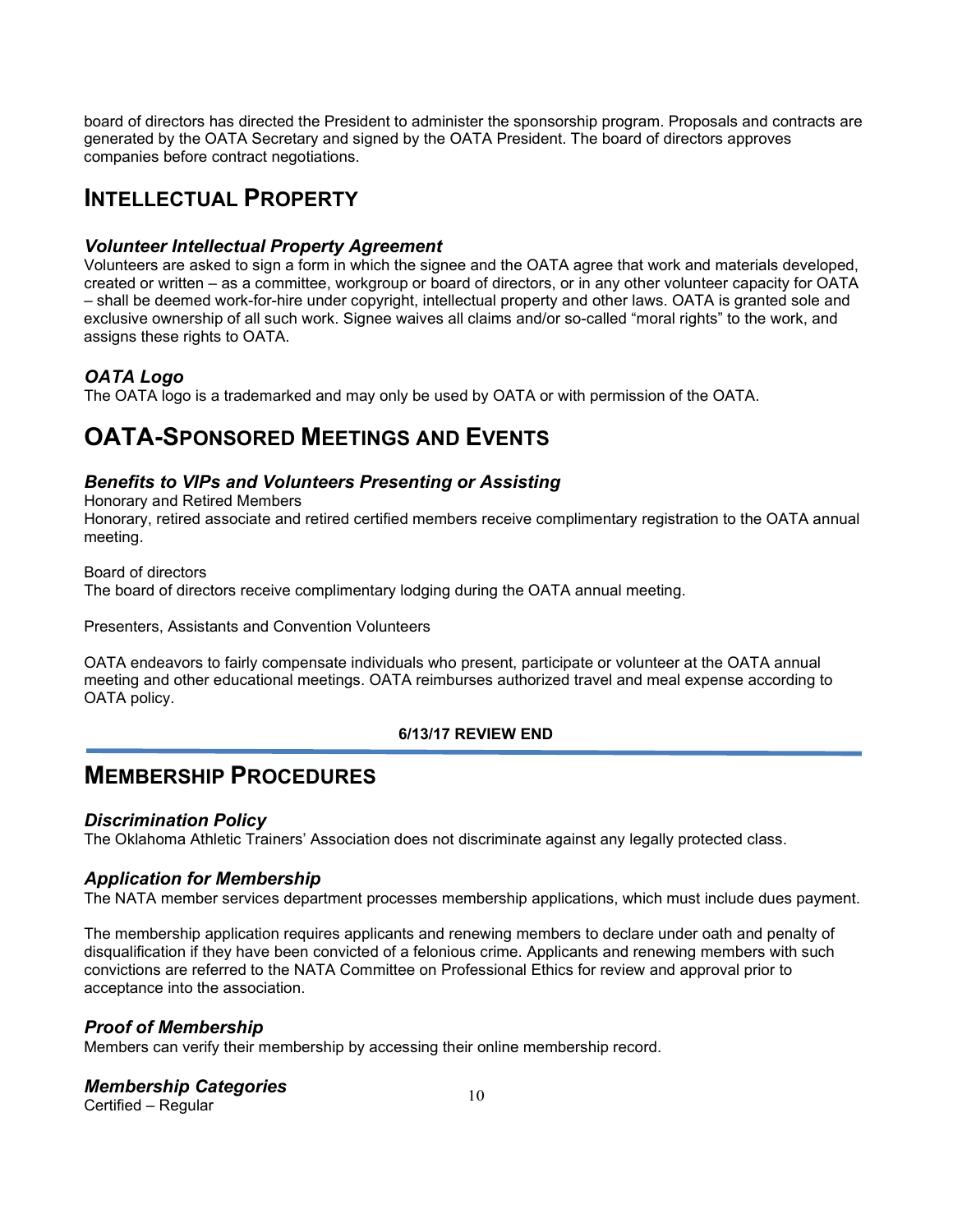board of directors has directed the President to administer the sponsorship program. Proposals and contracts are generated by the OATA Secretary and signed by the OATA President. The board of directors approves companies before contract negotiations.

# INTELLECTUAL PROPERTY

### *Volunteer Intellectual Property Agreement*

Volunteers are asked to sign a form in which the signee and the OATA agree that work and materials developed, created or written – as a committee, workgroup or board of directors, or in any other volunteer capacity for OATA – shall be deemed work-for-hire under copyright, intellectual property and other laws. OATA is granted sole and exclusive ownership of all such work. Signee waives all claims and/or so-called "moral rights" to the work, and assigns these rights to OATA.

### *OATA Logo*

The OATA logo is a trademarked and may only be used by OATA or with permission of the OATA.

# OATA-SPONSORED MEETINGS AND EVENTS

### *Benefits to VIPs and Volunteers Presenting or Assisting*

Honorary and Retired Members
Honorary, retired associate and retired certified members receive complimentary registration to the OATA annual meeting.

Board of directors
The board of directors receive complimentary lodging during the OATA annual meeting.

Presenters, Assistants and Convention Volunteers

OATA endeavors to fairly compensate individuals who present, participate or volunteer at the OATA annual meeting and other educational meetings. OATA reimburses authorized travel and meal expense according to OATA policy.

**6/13/17 REVIEW END**

---

# MEMBERSHIP PROCEDURES

### *Discrimination Policy*

The Oklahoma Athletic Trainers' Association does not discriminate against any legally protected class.

### *Application for Membership*

The NATA member services department processes membership applications, which must include dues payment.

The membership application requires applicants and renewing members to declare under oath and penalty of disqualification if they have been convicted of a felonious crime. Applicants and renewing members with such convictions are referred to the NATA Committee on Professional Ethics for review and approval prior to acceptance into the association.

### *Proof of Membership*

Members can verify their membership by accessing their online membership record.

### *Membership Categories*

Certified – Regular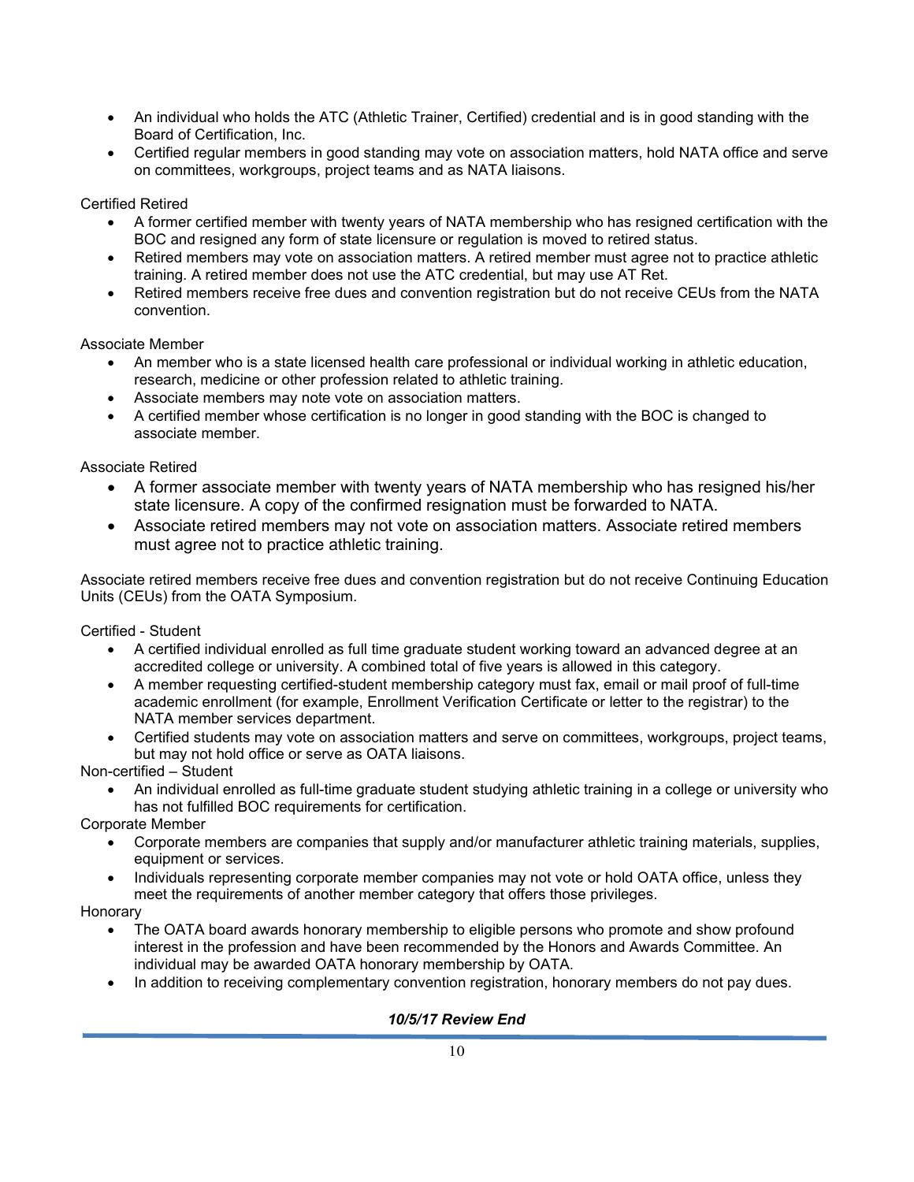- An individual who holds the ATC (Athletic Trainer, Certified) credential and is in good standing with the Board of Certification, Inc.
- Certified regular members in good standing may vote on association matters, hold NATA office and serve on committees, workgroups, project teams and as NATA liaisons.

Certified Retired

- A former certified member with twenty years of NATA membership who has resigned certification with the BOC and resigned any form of state licensure or regulation is moved to retired status.
- Retired members may vote on association matters. A retired member must agree not to practice athletic training. A retired member does not use the ATC credential, but may use AT Ret.
- Retired members receive free dues and convention registration but do not receive CEUs from the NATA convention.

Associate Member

- An member who is a state licensed health care professional or individual working in athletic education, research, medicine or other profession related to athletic training.
- Associate members may note vote on association matters.
- A certified member whose certification is no longer in good standing with the BOC is changed to associate member.

Associate Retired

- A former associate member with twenty years of NATA membership who has resigned his/her state licensure. A copy of the confirmed resignation must be forwarded to NATA.
- Associate retired members may not vote on association matters. Associate retired members must agree not to practice athletic training.

Associate retired members receive free dues and convention registration but do not receive Continuing Education Units (CEUs) from the OATA Symposium.

Certified - Student

- A certified individual enrolled as full time graduate student working toward an advanced degree at an accredited college or university. A combined total of five years is allowed in this category.
- A member requesting certified-student membership category must fax, email or mail proof of full-time academic enrollment (for example, Enrollment Verification Certificate or letter to the registrar) to the NATA member services department.
- Certified students may vote on association matters and serve on committees, workgroups, project teams, but may not hold office or serve as OATA liaisons.

Non-certified – Student

- An individual enrolled as full-time graduate student studying athletic training in a college or university who has not fulfilled BOC requirements for certification.

Corporate Member

- Corporate members are companies that supply and/or manufacturer athletic training materials, supplies, equipment or services.
- Individuals representing corporate member companies may not vote or hold OATA office, unless they meet the requirements of another member category that offers those privileges.

Honorary

- The OATA board awards honorary membership to eligible persons who promote and show profound interest in the profession and have been recommended by the Honors and Awards Committee. An individual may be awarded OATA honorary membership by OATA.
- In addition to receiving complementary convention registration, honorary members do not pay dues.

***10/5/17 Review End***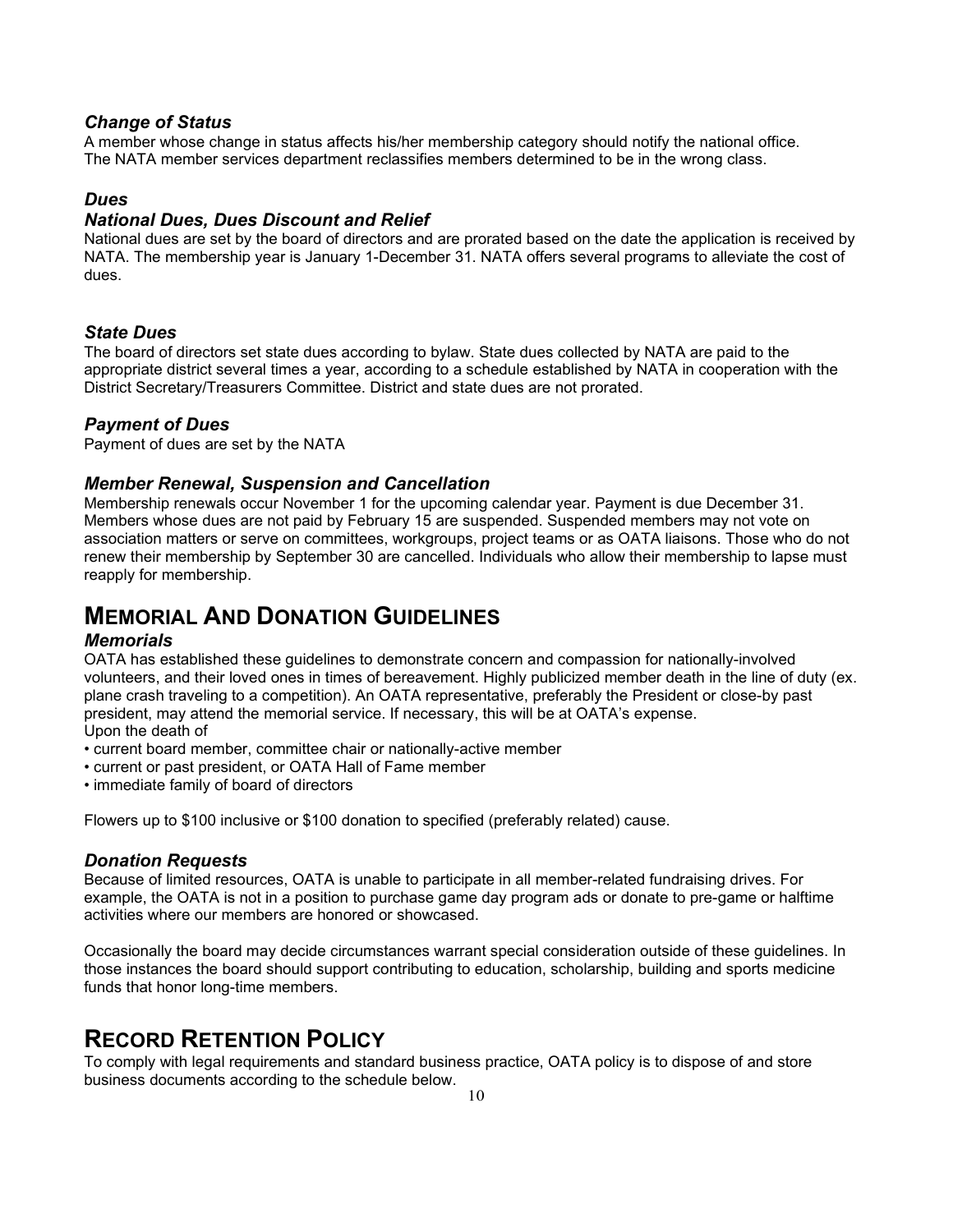### *Change of Status*

A member whose change in status affects his/her membership category should notify the national office. The NATA member services department reclassifies members determined to be in the wrong class.

### *Dues*

### *National Dues, Dues Discount and Relief*

National dues are set by the board of directors and are prorated based on the date the application is received by NATA. The membership year is January 1-December 31. NATA offers several programs to alleviate the cost of dues.

### *State Dues*

The board of directors set state dues according to bylaw. State dues collected by NATA are paid to the appropriate district several times a year, according to a schedule established by NATA in cooperation with the District Secretary/Treasurers Committee. District and state dues are not prorated.

### *Payment of Dues*

Payment of dues are set by the NATA

### *Member Renewal, Suspension and Cancellation*

Membership renewals occur November 1 for the upcoming calendar year. Payment is due December 31. Members whose dues are not paid by February 15 are suspended. Suspended members may not vote on association matters or serve on committees, workgroups, project teams or as OATA liaisons. Those who do not renew their membership by September 30 are cancelled. Individuals who allow their membership to lapse must reapply for membership.

## MEMORIAL AND DONATION GUIDELINES

### *Memorials*

OATA has established these guidelines to demonstrate concern and compassion for nationally-involved volunteers, and their loved ones in times of bereavement. Highly publicized member death in the line of duty (ex. plane crash traveling to a competition). An OATA representative, preferably the President or close-by past president, may attend the memorial service. If necessary, this will be at OATA's expense.
Upon the death of

- current board member, committee chair or nationally-active member
- current or past president, or OATA Hall of Fame member
- immediate family of board of directors

Flowers up to $100 inclusive or $100 donation to specified (preferably related) cause.

### *Donation Requests*

Because of limited resources, OATA is unable to participate in all member-related fundraising drives. For example, the OATA is not in a position to purchase game day program ads or donate to pre-game or halftime activities where our members are honored or showcased.

Occasionally the board may decide circumstances warrant special consideration outside of these guidelines. In those instances the board should support contributing to education, scholarship, building and sports medicine funds that honor long-time members.

## RECORD RETENTION POLICY

To comply with legal requirements and standard business practice, OATA policy is to dispose of and store business documents according to the schedule below.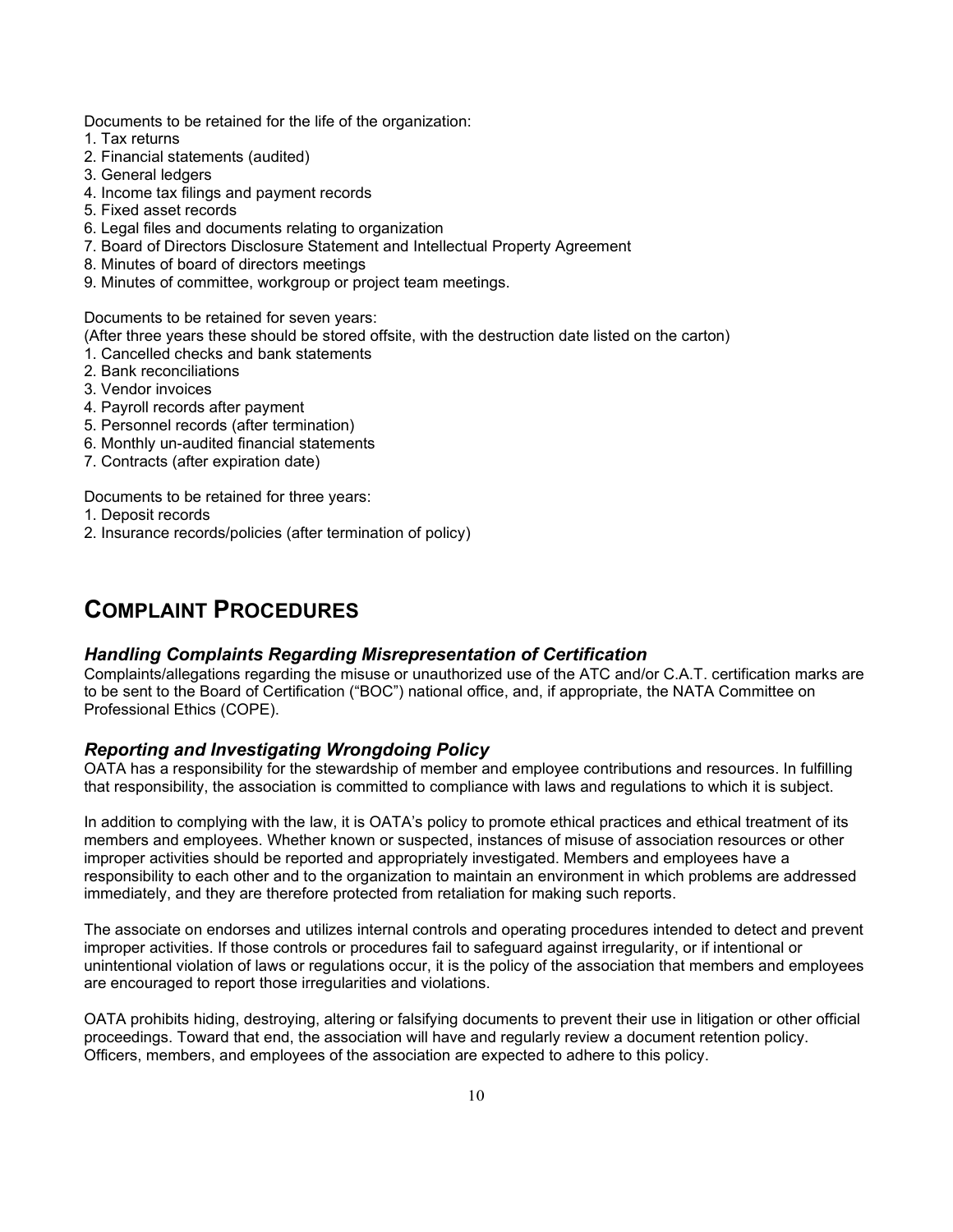Documents to be retained for the life of the organization:

1. Tax returns
2. Financial statements (audited)
3. General ledgers
4. Income tax filings and payment records
5. Fixed asset records
6. Legal files and documents relating to organization
7. Board of Directors Disclosure Statement and Intellectual Property Agreement
8. Minutes of board of directors meetings
9. Minutes of committee, workgroup or project team meetings.

Documents to be retained for seven years:
(After three years these should be stored offsite, with the destruction date listed on the carton)

1. Cancelled checks and bank statements
2. Bank reconciliations
3. Vendor invoices
4. Payroll records after payment
5. Personnel records (after termination)
6. Monthly un-audited financial statements
7. Contracts (after expiration date)

Documents to be retained for three years:

1. Deposit records
2. Insurance records/policies (after termination of policy)

# COMPLAINT PROCEDURES

### *Handling Complaints Regarding Misrepresentation of Certification*

Complaints/allegations regarding the misuse or unauthorized use of the ATC and/or C.A.T. certification marks are to be sent to the Board of Certification ("BOC") national office, and, if appropriate, the NATA Committee on Professional Ethics (COPE).

### *Reporting and Investigating Wrongdoing Policy*

OATA has a responsibility for the stewardship of member and employee contributions and resources. In fulfilling that responsibility, the association is committed to compliance with laws and regulations to which it is subject.

In addition to complying with the law, it is OATA's policy to promote ethical practices and ethical treatment of its members and employees. Whether known or suspected, instances of misuse of association resources or other improper activities should be reported and appropriately investigated. Members and employees have a responsibility to each other and to the organization to maintain an environment in which problems are addressed immediately, and they are therefore protected from retaliation for making such reports.

The associate on endorses and utilizes internal controls and operating procedures intended to detect and prevent improper activities. If those controls or procedures fail to safeguard against irregularity, or if intentional or unintentional violation of laws or regulations occur, it is the policy of the association that members and employees are encouraged to report those irregularities and violations.

OATA prohibits hiding, destroying, altering or falsifying documents to prevent their use in litigation or other official proceedings. Toward that end, the association will have and regularly review a document retention policy. Officers, members, and employees of the association are expected to adhere to this policy.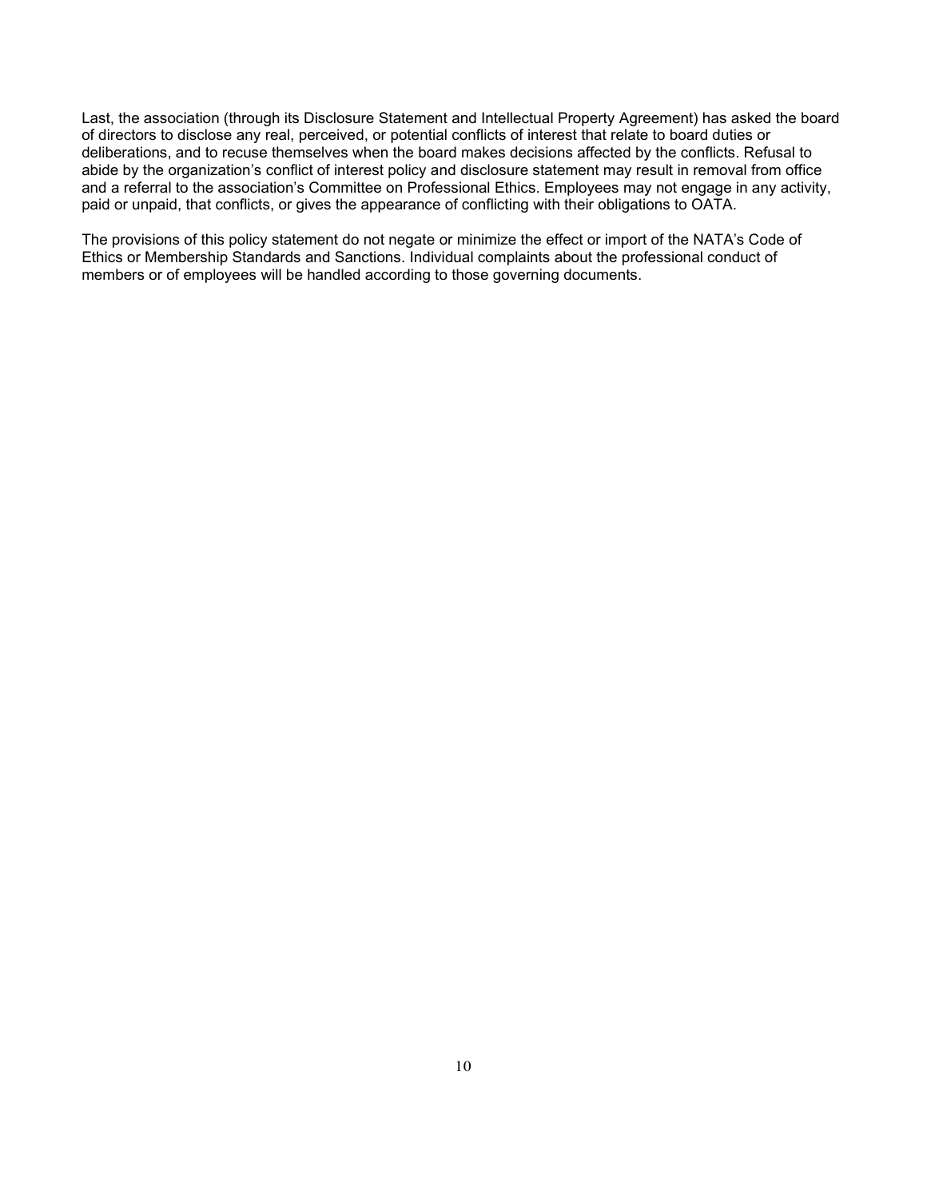Last, the association (through its Disclosure Statement and Intellectual Property Agreement) has asked the board of directors to disclose any real, perceived, or potential conflicts of interest that relate to board duties or deliberations, and to recuse themselves when the board makes decisions affected by the conflicts. Refusal to abide by the organization's conflict of interest policy and disclosure statement may result in removal from office and a referral to the association's Committee on Professional Ethics. Employees may not engage in any activity, paid or unpaid, that conflicts, or gives the appearance of conflicting with their obligations to OATA.

The provisions of this policy statement do not negate or minimize the effect or import of the NATA's Code of Ethics or Membership Standards and Sanctions. Individual complaints about the professional conduct of members or of employees will be handled according to those governing documents.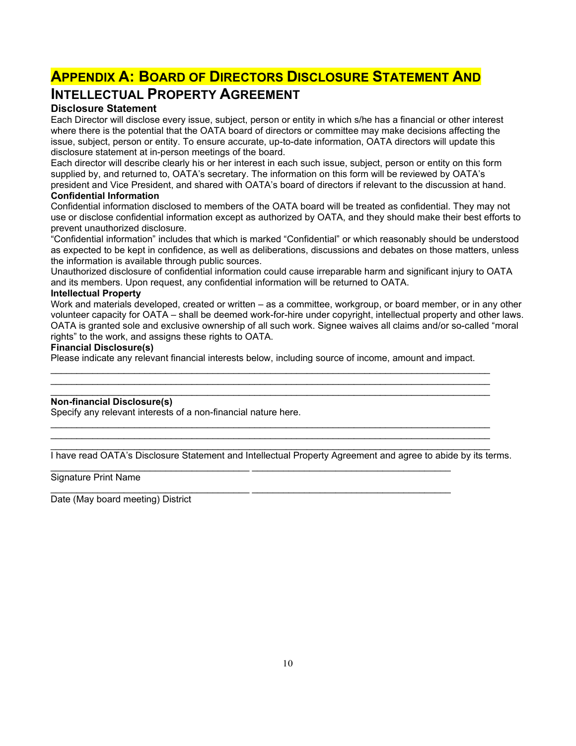# Appendix A: Board of Directors Disclosure Statement And Intellectual Property Agreement

### Disclosure Statement

Each Director will disclose every issue, subject, person or entity in which s/he has a financial or other interest where there is the potential that the OATA board of directors or committee may make decisions affecting the issue, subject, person or entity. To ensure accurate, up-to-date information, OATA directors will update this disclosure statement at in-person meetings of the board.

Each director will describe clearly his or her interest in each such issue, subject, person or entity on this form supplied by, and returned to, OATA's secretary. The information on this form will be reviewed by OATA's president and Vice President, and shared with OATA's board of directors if relevant to the discussion at hand.

### Confidential Information

Confidential information disclosed to members of the OATA board will be treated as confidential. They may not use or disclose confidential information except as authorized by OATA, and they should make their best efforts to prevent unauthorized disclosure.

"Confidential information" includes that which is marked "Confidential" or which reasonably should be understood as expected to be kept in confidence, as well as deliberations, discussions and debates on those matters, unless the information is available through public sources.

Unauthorized disclosure of confidential information could cause irreparable harm and significant injury to OATA and its members. Upon request, any confidential information will be returned to OATA.

### Intellectual Property

Work and materials developed, created or written – as a committee, workgroup, or board member, or in any other volunteer capacity for OATA – shall be deemed work-for-hire under copyright, intellectual property and other laws. OATA is granted sole and exclusive ownership of all such work. Signee waives all claims and/or so-called "moral rights" to the work, and assigns these rights to OATA.

### Financial Disclosure(s)

Please indicate any relevant financial interests below, including source of income, amount and impact.

\_\_\_\_\_\_\_\_\_\_\_\_\_\_\_\_\_\_\_\_\_\_\_\_\_\_\_\_\_\_\_\_\_\_\_\_\_\_\_\_\_\_\_\_\_\_\_\_\_\_\_\_\_\_\_\_\_\_\_\_\_\_\_\_\_\_\_\_\_\_\_\_\_\_\_\_\_\_

\_\_\_\_\_\_\_\_\_\_\_\_\_\_\_\_\_\_\_\_\_\_\_\_\_\_\_\_\_\_\_\_\_\_\_\_\_\_\_\_\_\_\_\_\_\_\_\_\_\_\_\_\_\_\_\_\_\_\_\_\_\_\_\_\_\_\_\_\_\_\_\_\_\_\_\_\_\_

\_\_\_\_\_\_\_\_\_\_\_\_\_\_\_\_\_\_\_\_\_\_\_\_\_\_\_\_\_\_\_\_\_\_\_\_\_\_\_\_\_\_\_\_\_\_\_\_\_\_\_\_\_\_\_\_\_\_\_\_\_\_\_\_\_\_\_\_\_\_\_\_\_\_\_\_\_\_

### Non-financial Disclosure(s)

Specify any relevant interests of a non-financial nature here.

\_\_\_\_\_\_\_\_\_\_\_\_\_\_\_\_\_\_\_\_\_\_\_\_\_\_\_\_\_\_\_\_\_\_\_\_\_\_\_\_\_\_\_\_\_\_\_\_\_\_\_\_\_\_\_\_\_\_\_\_\_\_\_\_\_\_\_\_\_\_\_\_\_\_\_\_\_\_

\_\_\_\_\_\_\_\_\_\_\_\_\_\_\_\_\_\_\_\_\_\_\_\_\_\_\_\_\_\_\_\_\_\_\_\_\_\_\_\_\_\_\_\_\_\_\_\_\_\_\_\_\_\_\_\_\_\_\_\_\_\_\_\_\_\_\_\_\_\_\_\_\_\_\_\_\_\_

\_\_\_\_\_\_\_\_\_\_\_\_\_\_\_\_\_\_\_\_\_\_\_\_\_\_\_\_\_\_\_\_\_\_\_\_\_\_\_\_\_\_\_\_\_\_\_\_\_\_\_\_\_\_\_\_\_\_\_\_\_\_\_\_\_\_\_\_\_\_\_\_\_\_\_\_\_\_

I have read OATA's Disclosure Statement and Intellectual Property Agreement and agree to abide by its terms.

\_\_\_\_\_\_\_\_\_\_\_\_\_\_\_\_\_\_\_\_\_\_\_\_\_\_\_\_\_\_\_\_\_\_\_\_\_\_ \_\_\_\_\_\_\_\_\_\_\_\_\_\_\_\_\_\_\_\_\_\_\_\_\_\_\_\_\_\_\_\_\_\_\_\_\_\_

Signature Print Name

\_\_\_\_\_\_\_\_\_\_\_\_\_\_\_\_\_\_\_\_\_\_\_\_\_\_\_\_\_\_\_\_\_\_\_\_\_\_ \_\_\_\_\_\_\_\_\_\_\_\_\_\_\_\_\_\_\_\_\_\_\_\_\_\_\_\_\_\_\_\_\_\_\_\_\_\_

Date (May board meeting) District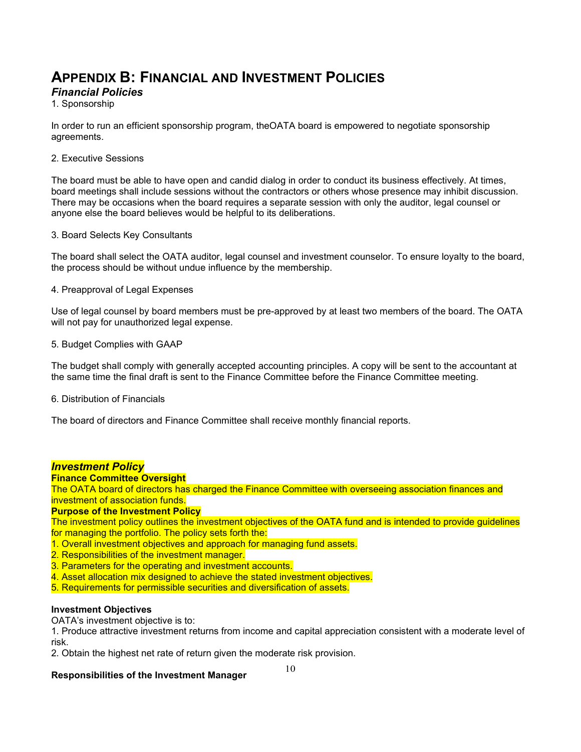# APPENDIX B: FINANCIAL AND INVESTMENT POLICIES

## *Financial Policies*

1. Sponsorship

In order to run an efficient sponsorship program, theOATA board is empowered to negotiate sponsorship agreements.

2. Executive Sessions

The board must be able to have open and candid dialog in order to conduct its business effectively. At times, board meetings shall include sessions without the contractors or others whose presence may inhibit discussion. There may be occasions when the board requires a separate session with only the auditor, legal counsel or anyone else the board believes would be helpful to its deliberations.

3. Board Selects Key Consultants

The board shall select the OATA auditor, legal counsel and investment counselor. To ensure loyalty to the board, the process should be without undue influence by the membership.

4. Preapproval of Legal Expenses

Use of legal counsel by board members must be pre-approved by at least two members of the board. The OATA will not pay for unauthorized legal expense.

5. Budget Complies with GAAP

The budget shall comply with generally accepted accounting principles. A copy will be sent to the accountant at the same time the final draft is sent to the Finance Committee before the Finance Committee meeting.

6. Distribution of Financials

The board of directors and Finance Committee shall receive monthly financial reports.

## *Investment Policy*

**Finance Committee Oversight**

The OATA board of directors has charged the Finance Committee with overseeing association finances and investment of association funds.

**Purpose of the Investment Policy**

The investment policy outlines the investment objectives of the OATA fund and is intended to provide guidelines for managing the portfolio. The policy sets forth the:

1. Overall investment objectives and approach for managing fund assets.
2. Responsibilities of the investment manager.
3. Parameters for the operating and investment accounts.
4. Asset allocation mix designed to achieve the stated investment objectives.
5. Requirements for permissible securities and diversification of assets.

**Investment Objectives**

OATA's investment objective is to:

1. Produce attractive investment returns from income and capital appreciation consistent with a moderate level of risk.
2. Obtain the highest net rate of return given the moderate risk provision.

**Responsibilities of the Investment Manager**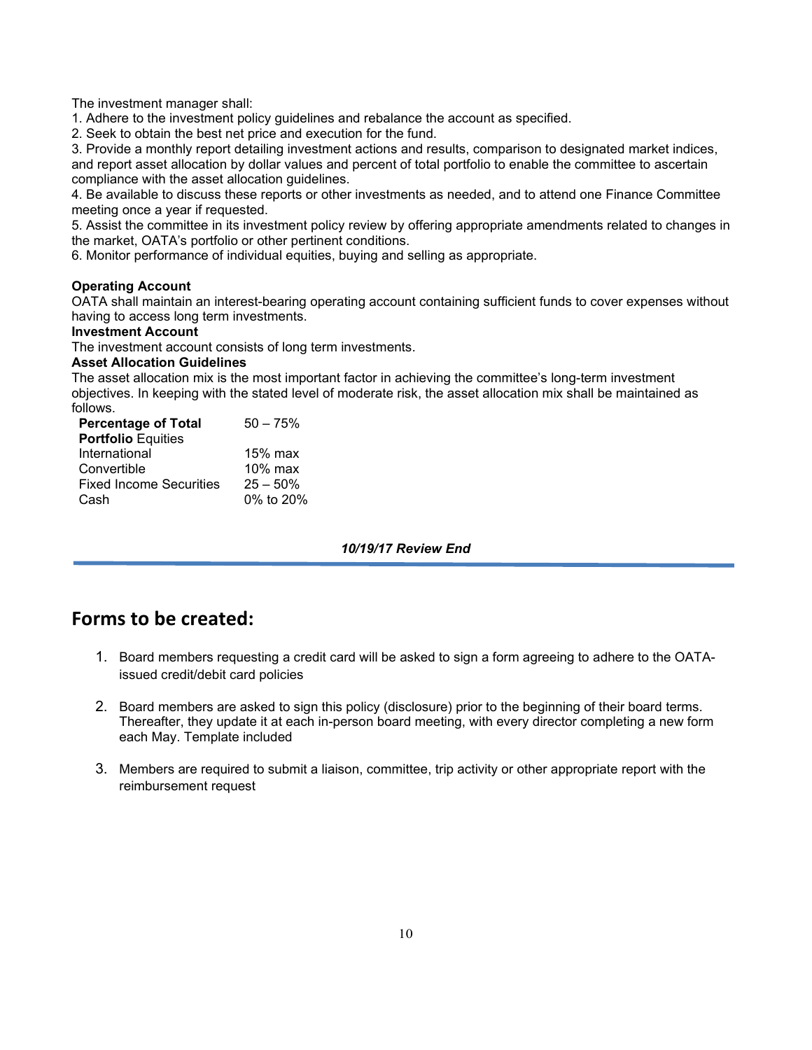The investment manager shall:
1. Adhere to the investment policy guidelines and rebalance the account as specified.
2. Seek to obtain the best net price and execution for the fund.
3. Provide a monthly report detailing investment actions and results, comparison to designated market indices, and report asset allocation by dollar values and percent of total portfolio to enable the committee to ascertain compliance with the asset allocation guidelines.
4. Be available to discuss these reports or other investments as needed, and to attend one Finance Committee meeting once a year if requested.
5. Assist the committee in its investment policy review by offering appropriate amendments related to changes in the market, OATA's portfolio or other pertinent conditions.
6. Monitor performance of individual equities, buying and selling as appropriate.

**Operating Account**
OATA shall maintain an interest-bearing operating account containing sufficient funds to cover expenses without having to access long term investments.

**Investment Account**
The investment account consists of long term investments.

**Asset Allocation Guidelines**
The asset allocation mix is the most important factor in achieving the committee's long-term investment objectives. In keeping with the stated level of moderate risk, the asset allocation mix shall be maintained as follows.

| | |
|---|---|
| **Percentage of Total Portfolio** Equities | 50 – 75% |
| International | 15% max |
| Convertible | 10% max |
| Fixed Income Securities | 25 – 50% |
| Cash | 0% to 20% |

***10/19/17 Review End***

---

## Forms to be created:

1. Board members requesting a credit card will be asked to sign a form agreeing to adhere to the OATA-issued credit/debit card policies
2. Board members are asked to sign this policy (disclosure) prior to the beginning of their board terms. Thereafter, they update it at each in-person board meeting, with every director completing a new form each May. Template included
3. Members are required to submit a liaison, committee, trip activity or other appropriate report with the reimbursement request